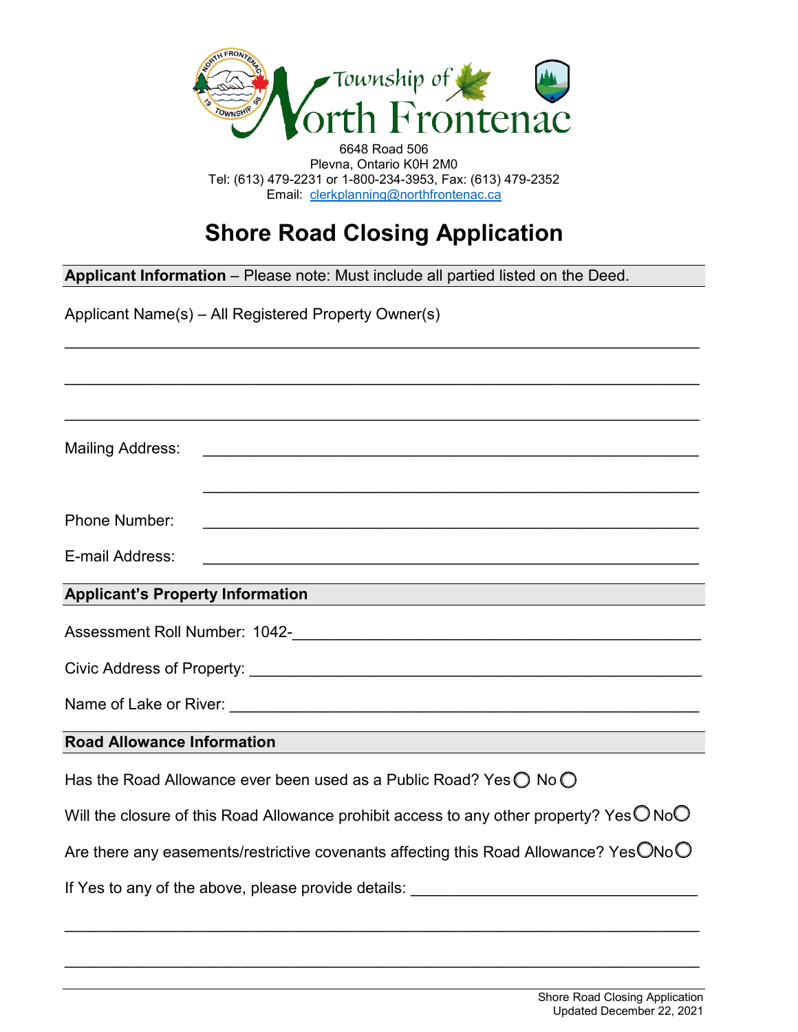Township of North Frontenac

6648 Road 506
Plevna, Ontario K0H 2M0
Tel: (613) 479-2231 or 1-800-234-3953, Fax: (613) 479-2352
Email: clerkplanning@northfrontenac.ca

# Shore Road Closing Application

**Applicant Information** – Please note: Must include all partied listed on the Deed.

Applicant Name(s) – All Registered Property Owner(s)

______________________________________________________________________

______________________________________________________________________

______________________________________________________________________

Mailing Address: ______________________________________________________

______________________________________________________

Phone Number: ______________________________________________________

E-mail Address: ______________________________________________________

**Applicant's Property Information**

Assessment Roll Number: 1042-_____________________________________________

Civic Address of Property: __________________________________________________

Name of Lake or River: ____________________________________________________

**Road Allowance Information**

Has the Road Allowance ever been used as a Public Road? Yes ◯ No ◯

Will the closure of this Road Allowance prohibit access to any other property? Yes ◯ No ◯

Are there any easements/restrictive covenants affecting this Road Allowance? Yes ◯ No ◯

If Yes to any of the above, please provide details: ________________________________

______________________________________________________________________

______________________________________________________________________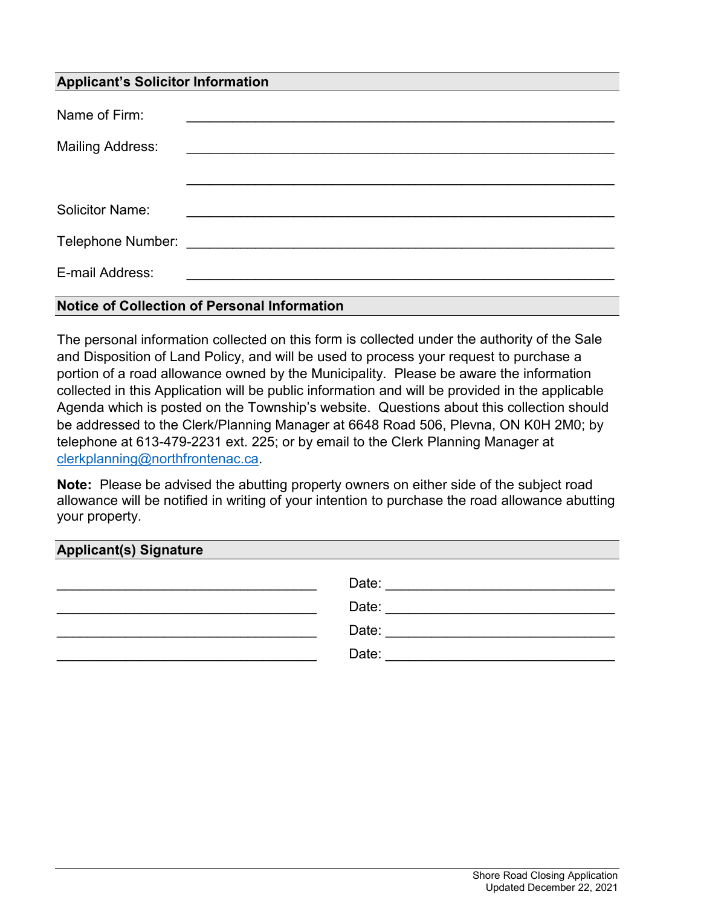## Applicant's Solicitor Information

Name of Firm: ______________________________________________________

Mailing Address: ______________________________________________________

______________________________________________________

Solicitor Name: ______________________________________________________

Telephone Number: ______________________________________________________

E-mail Address: ______________________________________________________

## Notice of Collection of Personal Information

The personal information collected on this form is collected under the authority of the Sale and Disposition of Land Policy, and will be used to process your request to purchase a portion of a road allowance owned by the Municipality. Please be aware the information collected in this Application will be public information and will be provided in the applicable Agenda which is posted on the Township's website. Questions about this collection should be addressed to the Clerk/Planning Manager at 6648 Road 506, Plevna, ON K0H 2M0; by telephone at 613-479-2231 ext. 225; or by email to the Clerk Planning Manager at clerkplanning@northfrontenac.ca.

**Note:** Please be advised the abutting property owners on either side of the subject road allowance will be notified in writing of your intention to purchase the road allowance abutting your property.

## Applicant(s) Signature

__________________________________ Date: ______________________________

__________________________________ Date: ______________________________

__________________________________ Date: ______________________________

__________________________________ Date: ______________________________

Shore Road Closing Application
Updated December 22, 2021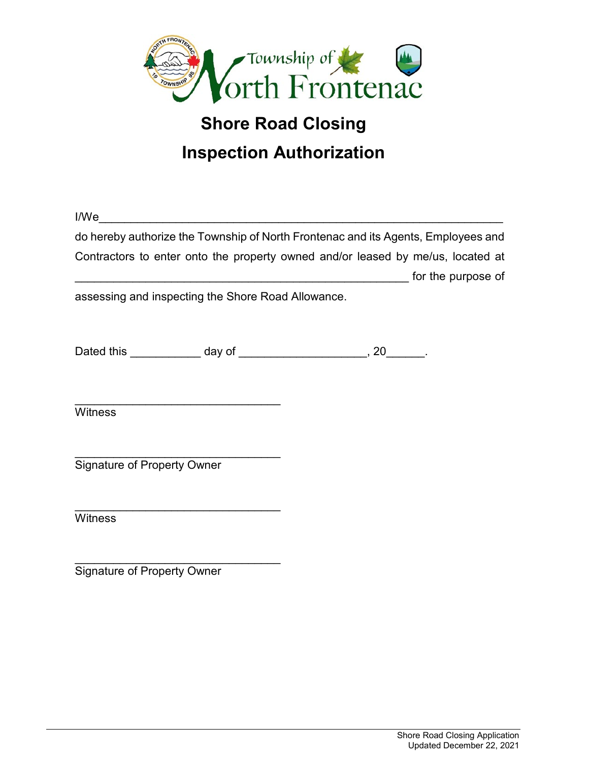Township of North Frontenac

# Shore Road Closing

# Inspection Authorization

I/We_______________________________________________________________

do hereby authorize the Township of North Frontenac and its Agents, Employees and Contractors to enter onto the property owned and/or leased by me/us, located at _____________________________________________________ for the purpose of assessing and inspecting the Shore Road Allowance.

Dated this ___________ day of ____________________, 20______.

________________________________
Witness

________________________________
Signature of Property Owner

________________________________
Witness

________________________________
Signature of Property Owner